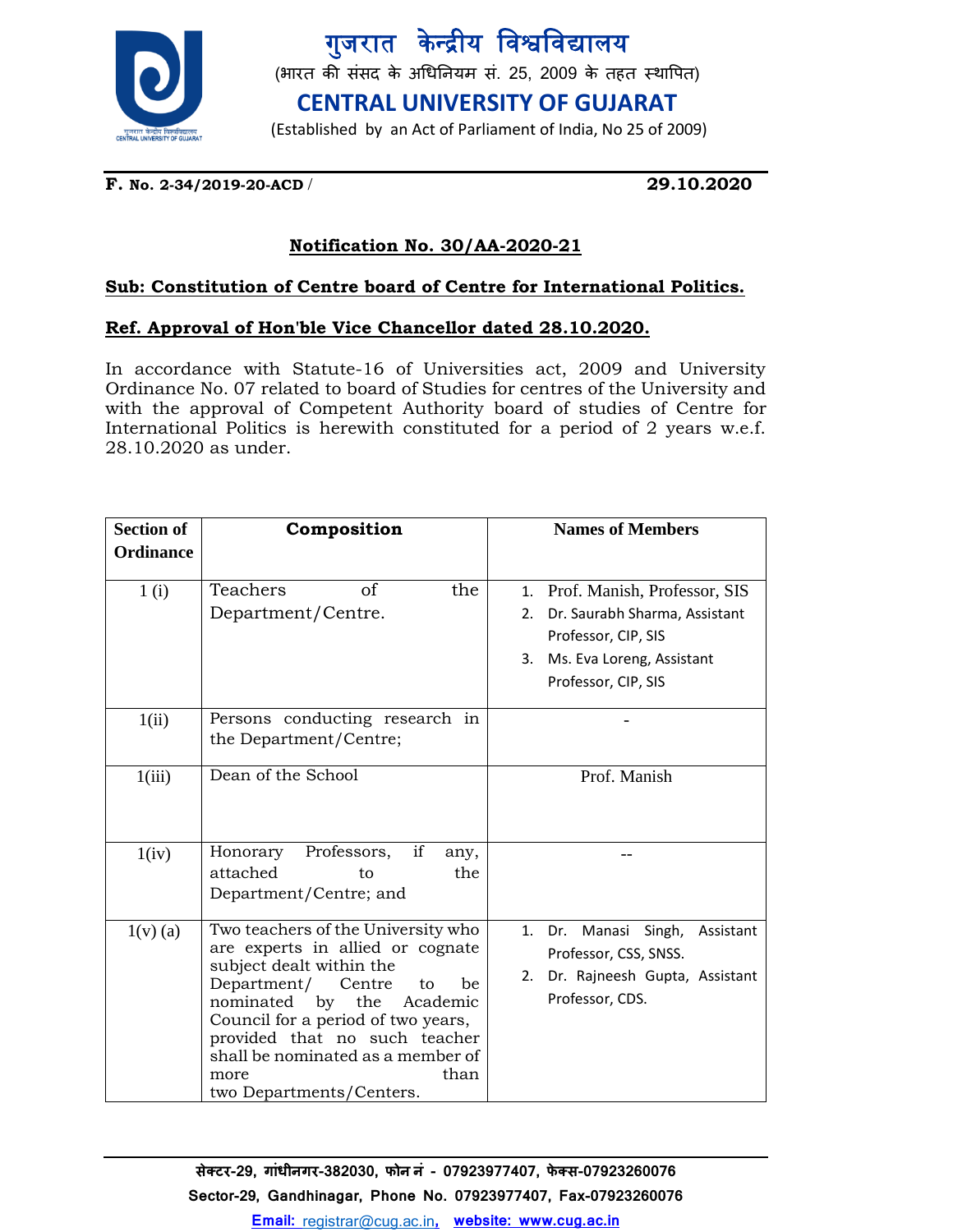# गुजरात केन्द्रीय विश्वविद्यालय

(भारत की संसद के अधिनियम सं. 25, 2009 के तहत स्थापित)

# CENTRAL UNIVERSITY OF GUJARAT

(Established by an Act of Parliament of India, No 25 of 2009)

**F. No. 2-34/2019-20-ACD** / **29.10.2020**

**Notification No. 30/AA-2020-21**

**Sub: Constitution of Centre board of Centre for International Politics.**

**Ref. Approval of Hon'ble Vice Chancellor dated 28.10.2020.**

In accordance with Statute-16 of Universities act, 2009 and University Ordinance No. 07 related to board of Studies for centres of the University and with the approval of Competent Authority board of studies of Centre for International Politics is herewith constituted for a period of 2 years w.e.f. 28.10.2020 as under.

| Section of Ordinance | Composition | Names of Members |
|---|---|---|
| 1 (i) | Teachers of the Department/Centre. | 1. Prof. Manish, Professor, SIS<br>2. Dr. Saurabh Sharma, Assistant Professor, CIP, SIS<br>3. Ms. Eva Loreng, Assistant Professor, CIP, SIS |
| 1(ii) | Persons conducting research in the Department/Centre; | - |
| 1(iii) | Dean of the School | Prof. Manish |
| 1(iv) | Honorary Professors, if any, attached to the Department/Centre; and | -- |
| 1(v) (a) | Two teachers of the University who are experts in allied or cognate subject dealt within the Department/ Centre to be nominated by the Academic Council for a period of two years, provided that no such teacher shall be nominated as a member of more than two Departments/Centers. | 1. Dr. Manasi Singh, Assistant Professor, CSS, SNSS.<br>2. Dr. Rajneesh Gupta, Assistant Professor, CDS. |

सेक्टर-29, गांधीनगर-382030, फोन नं - 07923977407, फेक्स-07923260076
Sector-29, Gandhinagar, Phone No. 07923977407, Fax-07923260076
Email: registrar@cug.ac.in, website: www.cug.ac.in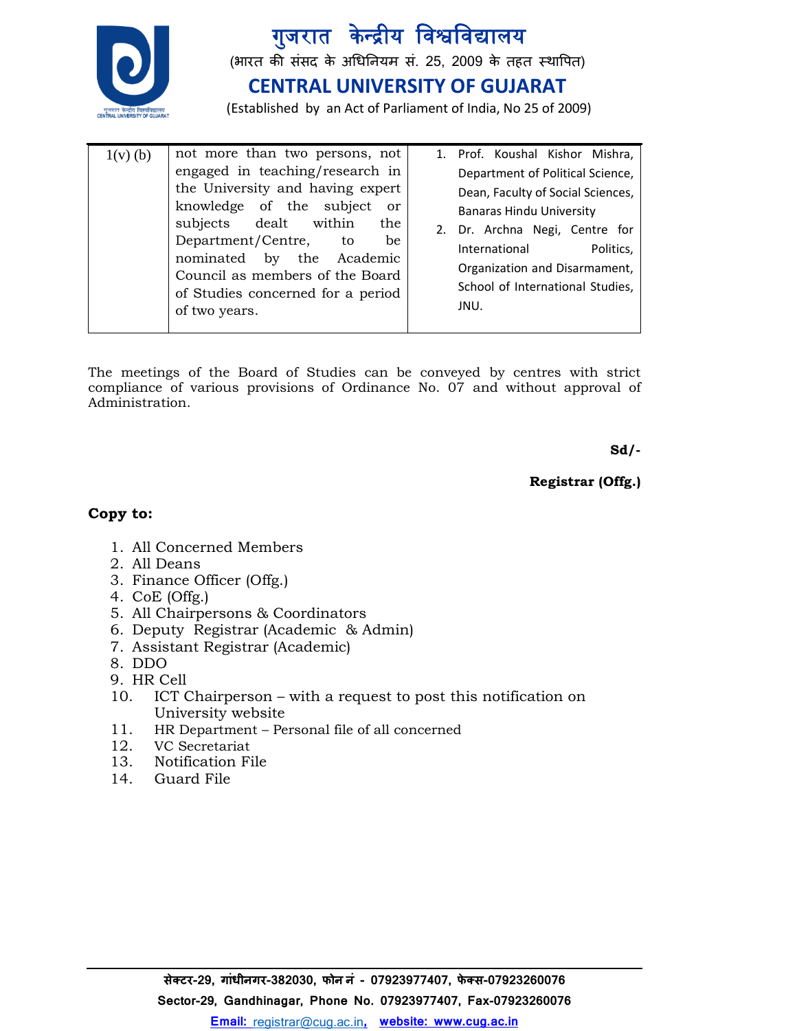| | | |
|---|---|---|
| 1(v) (b) | not more than two persons, not engaged in teaching/research in the University and having expert knowledge of the subject or subjects dealt within the Department/Centre, to be nominated by the Academic Council as members of the Board of Studies concerned for a period of two years. | 1. Prof. Koushal Kishor Mishra, Department of Political Science, Dean, Faculty of Social Sciences, Banaras Hindu University<br>2. Dr. Archna Negi, Centre for International Politics, Organization and Disarmament, School of International Studies, JNU. |

The meetings of the Board of Studies can be conveyed by centres with strict compliance of various provisions of Ordinance No. 07 and without approval of Administration.

**Sd/-**

**Registrar (Offg.)**

**Copy to:**

1. All Concerned Members
2. All Deans
3. Finance Officer (Offg.)
4. CoE (Offg.)
5. All Chairpersons & Coordinators
6. Deputy Registrar (Academic & Admin)
7. Assistant Registrar (Academic)
8. DDO
9. HR Cell
10. ICT Chairperson – with a request to post this notification on University website
11. HR Department – Personal file of all concerned
12. VC Secretariat
13. Notification File
14. Guard File